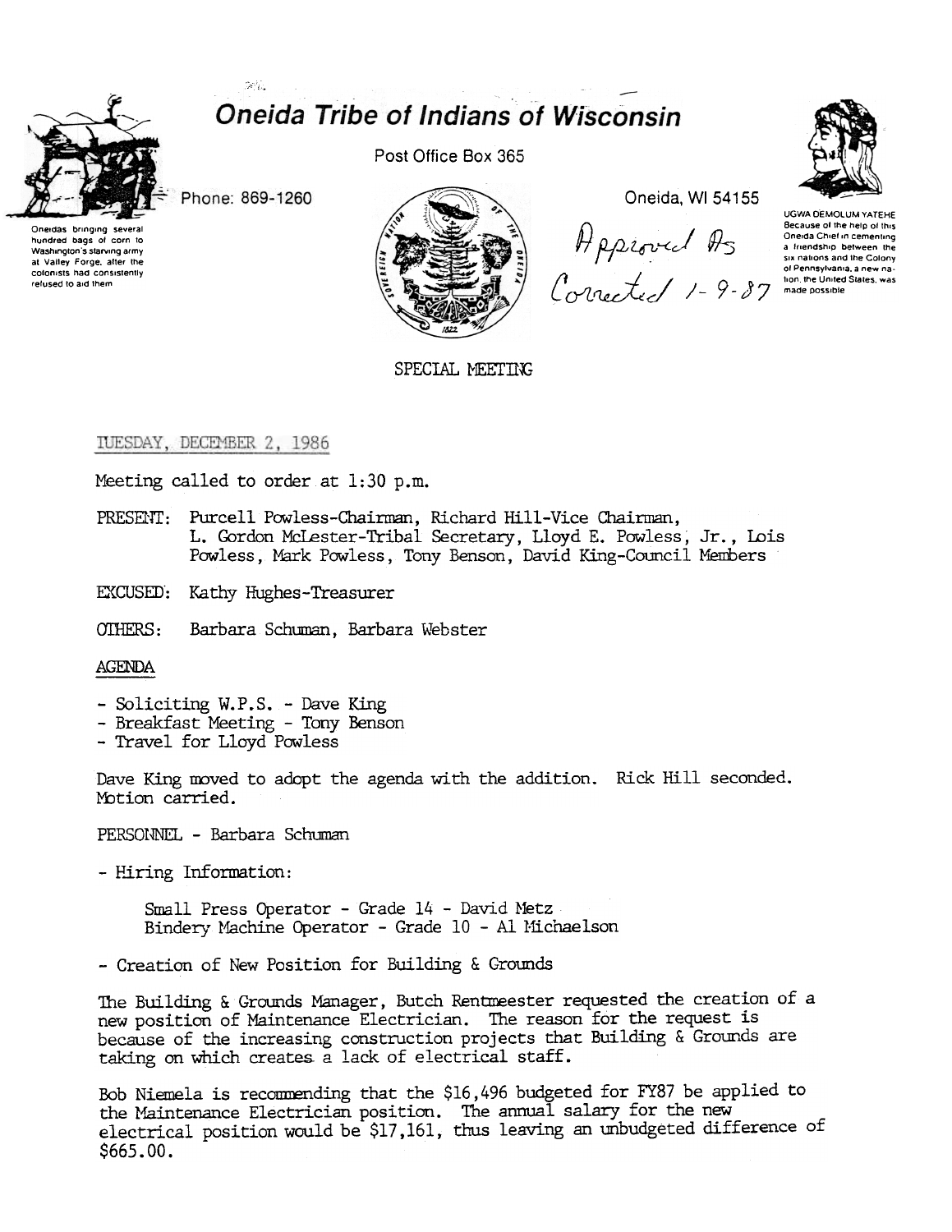# Oneida Tribe of Indians of Wisconsin

Oneidas bringing several hundred bags of corn to Washington's starving army at Valley Forge, after the colonists had consistently refused to aid them

Phone: 869-1260

Post Office Box 365

Oneida, WI 54155

UGWA DEMOLUM YATEHE
Because of the help of this Oneida Chief in cementing a friendship between the six nations and the Colony of Pennsylvania, a new nation, the United States, was made possible

*Approved As Corrected 1-9-87*

SPECIAL MEETING

TUESDAY, DECEMBER 2, 1986

Meeting called to order at 1:30 p.m.

PRESENT: Purcell Powless-Chairman, Richard Hill-Vice Chairman, L. Gordon McLester-Tribal Secretary, Lloyd E. Powless, Jr., Lois Powless, Mark Powless, Tony Benson, David King-Council Members

EXCUSED: Kathy Hughes-Treasurer

OTHERS: Barbara Schuman, Barbara Webster

AGENDA

- Soliciting W.P.S. - Dave King
- Breakfast Meeting - Tony Benson
- Travel for Lloyd Powless

Dave King moved to adopt the agenda with the addition. Rick Hill seconded. Motion carried.

PERSONNEL - Barbara Schuman

- Hiring Information:

  Small Press Operator - Grade 14 - David Metz
  Bindery Machine Operator - Grade 10 - Al Michaelson

- Creation of New Position for Building & Grounds

The Building & Grounds Manager, Butch Rentmeester requested the creation of a new position of Maintenance Electrician. The reason for the request is because of the increasing construction projects that Building & Grounds are taking on which creates a lack of electrical staff.

Bob Niemela is recommending that the $16,496 budgeted for FY87 be applied to the Maintenance Electrician position. The annual salary for the new electrical position would be $17,161, thus leaving an unbudgeted difference of $665.00.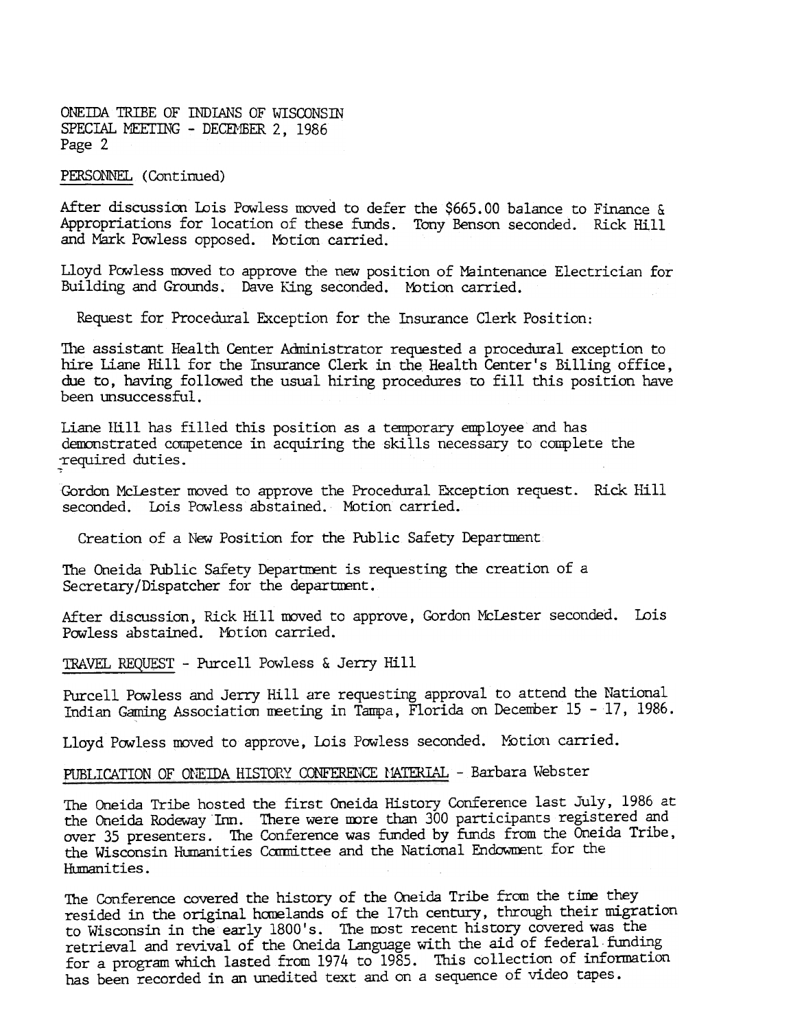PERSONNEL (Continued)

After discussion Lois Powless moved to defer the $665.00 balance to Finance & Appropriations for location of these funds. Tony Benson seconded. Rick Hill and Mark Powless opposed. Motion carried.

Lloyd Powless moved to approve the new position of Maintenance Electrician for Building and Grounds. Dave King seconded. Motion carried.

Request for Procedural Exception for the Insurance Clerk Position:

The assistant Health Center Administrator requested a procedural exception to hire Liane Hill for the Insurance Clerk in the Health Center's Billing office, due to, having followed the usual hiring procedures to fill this position have been unsuccessful.

Liane Hill has filled this position as a temporary employee and has demonstrated competence in acquiring the skills necessary to complete the required duties.

Gordon McLester moved to approve the Procedural Exception request. Rick Hill seconded. Lois Powless abstained. Motion carried.

Creation of a New Position for the Public Safety Department

The Oneida Public Safety Department is requesting the creation of a Secretary/Dispatcher for the department.

After discussion, Rick Hill moved to approve, Gordon McLester seconded. Lois Powless abstained. Motion carried.

TRAVEL REQUEST - Purcell Powless & Jerry Hill

Purcell Powless and Jerry Hill are requesting approval to attend the National Indian Gaming Association meeting in Tampa, Florida on December 15 - 17, 1986.

Lloyd Powless moved to approve, Lois Powless seconded. Motion carried.

PUBLICATION OF ONEIDA HISTORY CONFERENCE MATERIAL - Barbara Webster

The Oneida Tribe hosted the first Oneida History Conference last July, 1986 at the Oneida Rodeway Inn. There were more than 300 participants registered and over 35 presenters. The Conference was funded by funds from the Oneida Tribe, the Wisconsin Humanities Committee and the National Endowment for the Humanities.

The Conference covered the history of the Oneida Tribe from the time they resided in the original homelands of the 17th century, through their migration to Wisconsin in the early 1800's. The most recent history covered was the retrieval and revival of the Oneida Language with the aid of federal funding for a program which lasted from 1974 to 1985. This collection of information has been recorded in an unedited text and on a sequence of video tapes.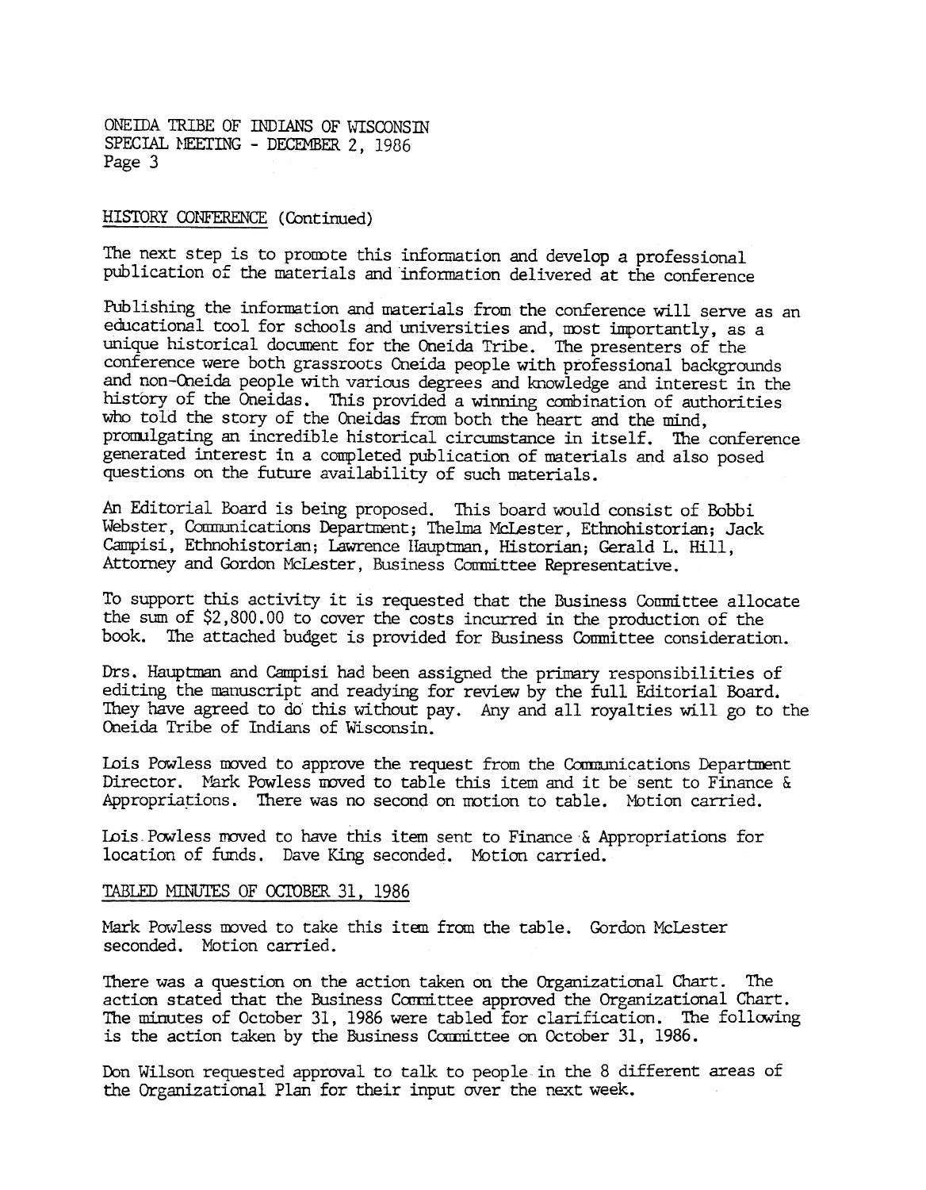HISTORY CONFERENCE (Continued)

The next step is to promote this information and develop a professional publication of the materials and information delivered at the conference

Publishing the information and materials from the conference will serve as an educational tool for schools and universities and, most importantly, as a unique historical document for the Oneida Tribe. The presenters of the conference were both grassroots Oneida people with professional backgrounds and non-Oneida people with various degrees and knowledge and interest in the history of the Oneidas. This provided a winning combination of authorities who told the story of the Oneidas from both the heart and the mind, promulgating an incredible historical circumstance in itself. The conference generated interest in a completed publication of materials and also posed questions on the future availability of such materials.

An Editorial Board is being proposed. This board would consist of Bobbi Webster, Communications Department; Thelma McLester, Ethnohistorian; Jack Campisi, Ethnohistorian; Lawrence Hauptman, Historian; Gerald L. Hill, Attorney and Gordon McLester, Business Committee Representative.

To support this activity it is requested that the Business Committee allocate the sum of $2,800.00 to cover the costs incurred in the production of the book. The attached budget is provided for Business Committee consideration.

Drs. Hauptman and Campisi had been assigned the primary responsibilities of editing the manuscript and readying for review by the full Editorial Board. They have agreed to do this without pay. Any and all royalties will go to the Oneida Tribe of Indians of Wisconsin.

Lois Powless moved to approve the request from the Communications Department Director. Mark Powless moved to table this item and it be sent to Finance & Appropriations. There was no second on motion to table. Motion carried.

Lois Powless moved to have this item sent to Finance & Appropriations for location of funds. Dave King seconded. Motion carried.

TABLED MINUTES OF OCTOBER 31, 1986

Mark Powless moved to take this item from the table. Gordon McLester seconded. Motion carried.

There was a question on the action taken on the Organizational Chart. The action stated that the Business Committee approved the Organizational Chart. The minutes of October 31, 1986 were tabled for clarification. The following is the action taken by the Business Committee on October 31, 1986.

Don Wilson requested approval to talk to people in the 8 different areas of the Organizational Plan for their input over the next week.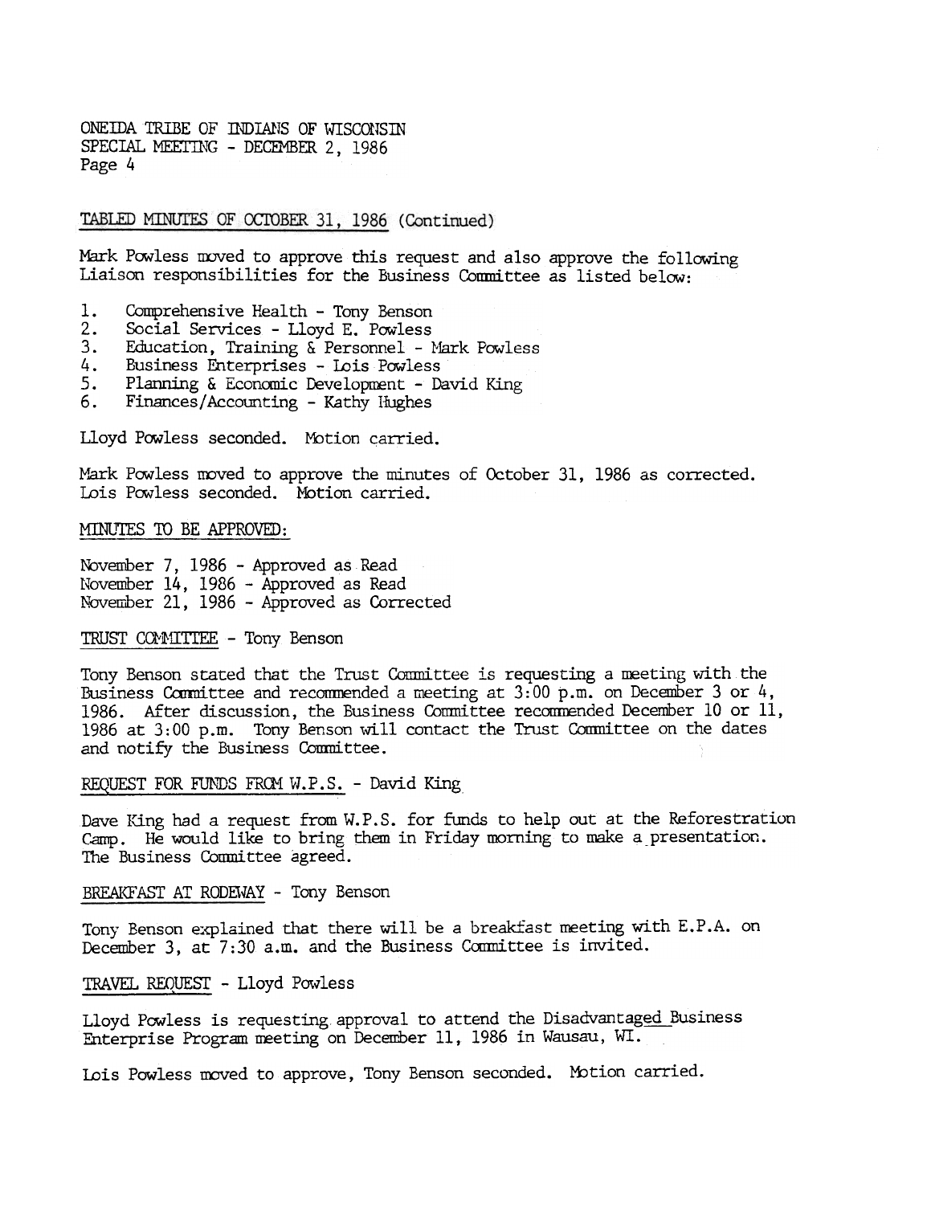ONEIDA TRIBE OF INDIANS OF WISCONSIN
SPECIAL MEETING - DECEMBER 2, 1986
Page 4

TABLED MINUTES OF OCTOBER 31, 1986 (Continued)

Mark Powless moved to approve this request and also approve the following Liaison responsibilities for the Business Committee as listed below:

1. Comprehensive Health - Tony Benson
2. Social Services - Lloyd E. Powless
3. Education, Training & Personnel - Mark Powless
4. Business Enterprises - Lois Powless
5. Planning & Economic Development - David King
6. Finances/Accounting - Kathy Hughes

Lloyd Powless seconded. Motion carried.

Mark Powless moved to approve the minutes of October 31, 1986 as corrected. Lois Powless seconded. Motion carried.

MINUTES TO BE APPROVED:

November 7, 1986 - Approved as Read
November 14, 1986 - Approved as Read
November 21, 1986 - Approved as Corrected

TRUST COMMITTEE - Tony Benson

Tony Benson stated that the Trust Committee is requesting a meeting with the Business Committee and recommended a meeting at 3:00 p.m. on December 3 or 4, 1986. After discussion, the Business Committee recommended December 10 or 11, 1986 at 3:00 p.m. Tony Benson will contact the Trust Committee on the dates and notify the Business Committee.

REQUEST FOR FUNDS FROM W.P.S. - David King

Dave King had a request from W.P.S. for funds to help out at the Reforestration Camp. He would like to bring them in Friday morning to make a presentation. The Business Committee agreed.

BREAKFAST AT RODEWAY - Tony Benson

Tony Benson explained that there will be a breakfast meeting with E.P.A. on December 3, at 7:30 a.m. and the Business Committee is invited.

TRAVEL REQUEST - Lloyd Powless

Lloyd Powless is requesting approval to attend the Disadvantaged Business Enterprise Program meeting on December 11, 1986 in Wausau, WI.

Lois Powless moved to approve, Tony Benson seconded. Motion carried.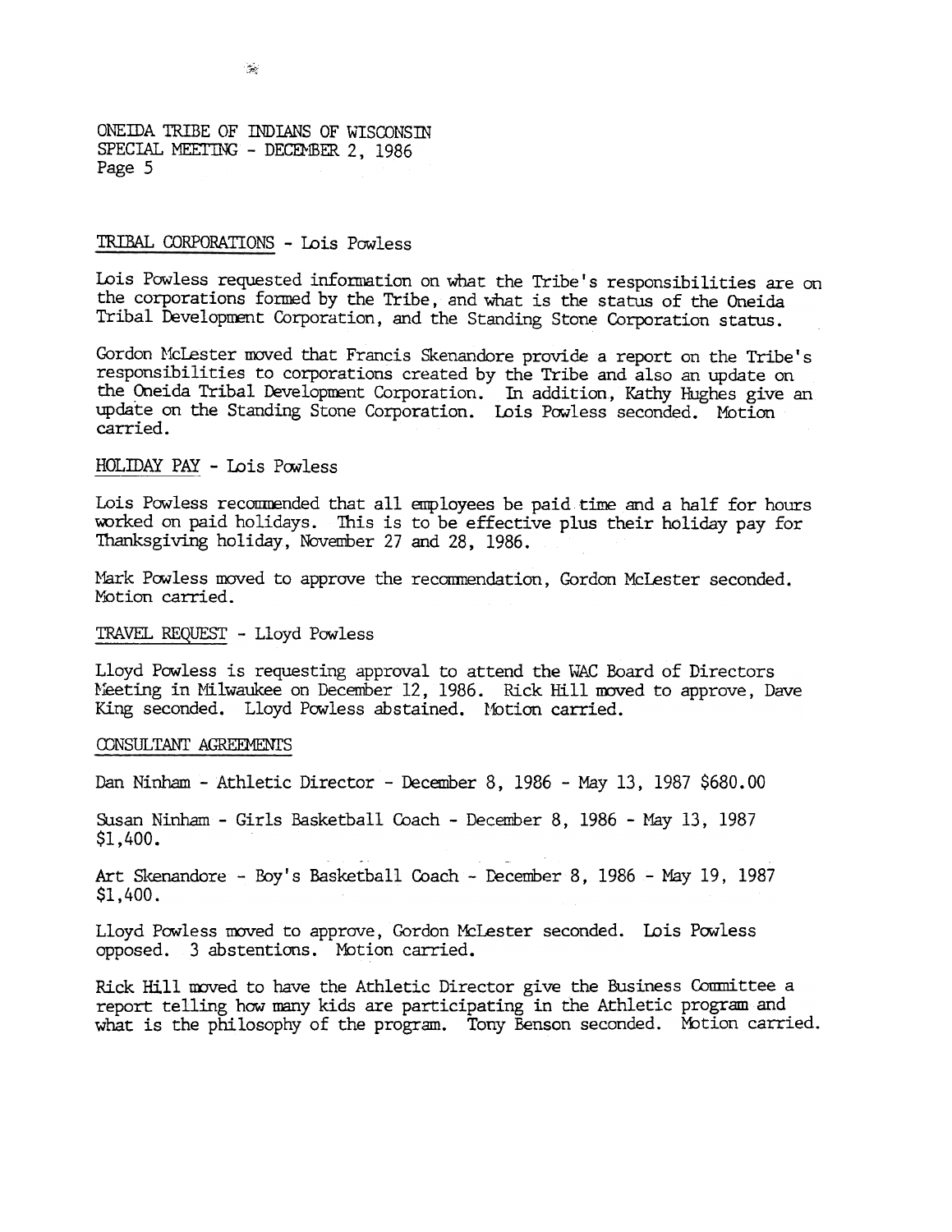TRIBAL CORPORATIONS - Lois Powless

Lois Powless requested information on what the Tribe's responsibilities are on the corporations formed by the Tribe, and what is the status of the Oneida Tribal Development Corporation, and the Standing Stone Corporation status.

Gordon McLester moved that Francis Skenandore provide a report on the Tribe's responsibilities to corporations created by the Tribe and also an update on the Oneida Tribal Development Corporation. In addition, Kathy Hughes give an update on the Standing Stone Corporation. Lois Powless seconded. Motion carried.

HOLIDAY PAY - Lois Powless

Lois Powless recommended that all employees be paid time and a half for hours worked on paid holidays. This is to be effective plus their holiday pay for Thanksgiving holiday, November 27 and 28, 1986.

Mark Powless moved to approve the recommendation, Gordon McLester seconded. Motion carried.

TRAVEL REQUEST - Lloyd Powless

Lloyd Powless is requesting approval to attend the WAC Board of Directors Meeting in Milwaukee on December 12, 1986. Rick Hill moved to approve, Dave King seconded. Lloyd Powless abstained. Motion carried.

CONSULTANT AGREEMENTS

Dan Ninham - Athletic Director - December 8, 1986 - May 13, 1987 $680.00

Susan Ninham - Girls Basketball Coach - December 8, 1986 - May 13, 1987 $1,400.

Art Skenandore - Boy's Basketball Coach - December 8, 1986 - May 19, 1987 $1,400.

Lloyd Powless moved to approve, Gordon McLester seconded. Lois Powless opposed. 3 abstentions. Motion carried.

Rick Hill moved to have the Athletic Director give the Business Committee a report telling how many kids are participating in the Athletic program and what is the philosophy of the program. Tony Benson seconded. Motion carried.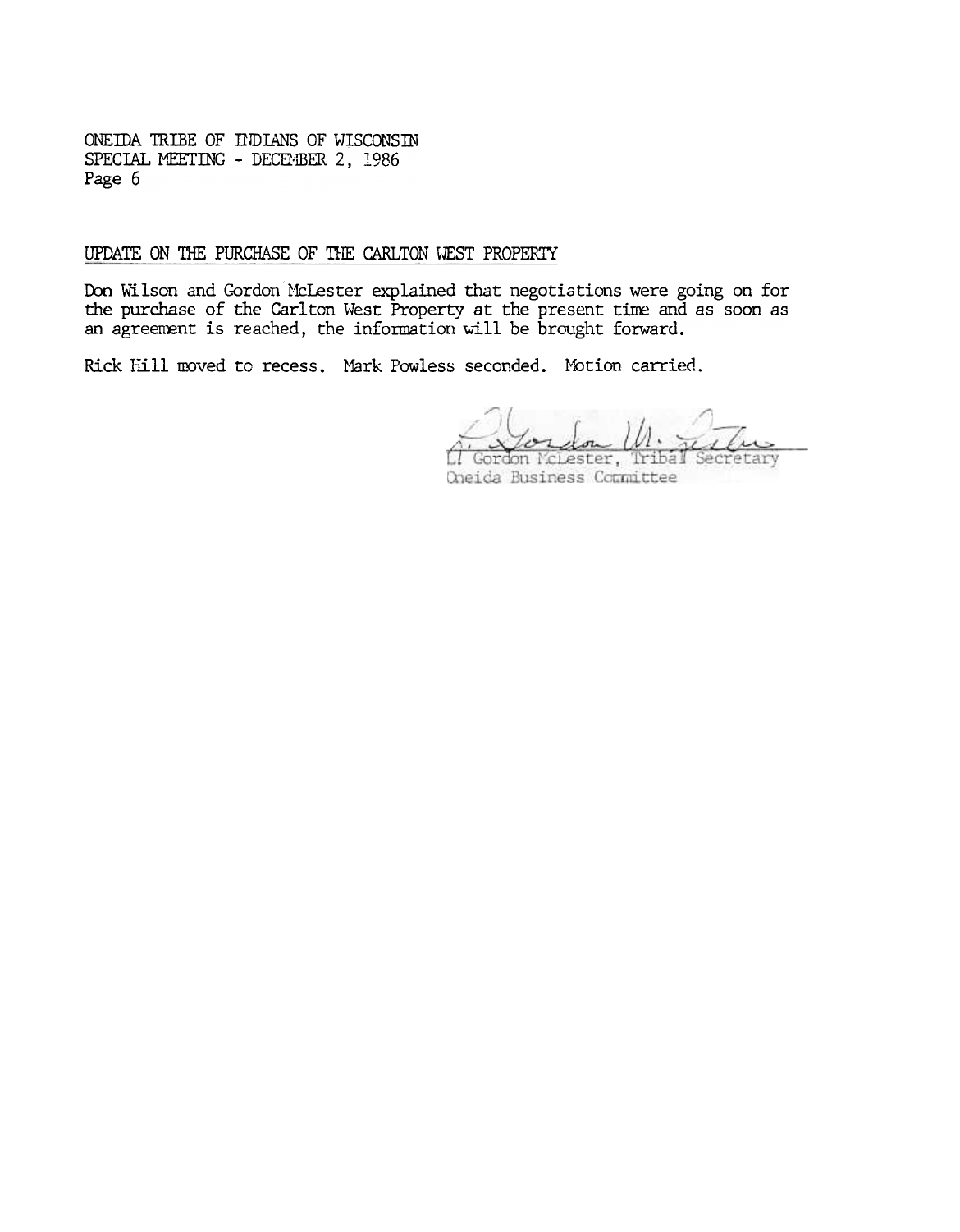## UPDATE ON THE PURCHASE OF THE CARLTON WEST PROPERTY

Don Wilson and Gordon McLester explained that negotiations were going on for the purchase of the Carlton West Property at the present time and as soon as an agreement is reached, the information will be brought forward.

Rick Hill moved to recess. Mark Powless seconded. Motion carried.

L. Gordon McLester, Tribal Secretary
Oneida Business Committee